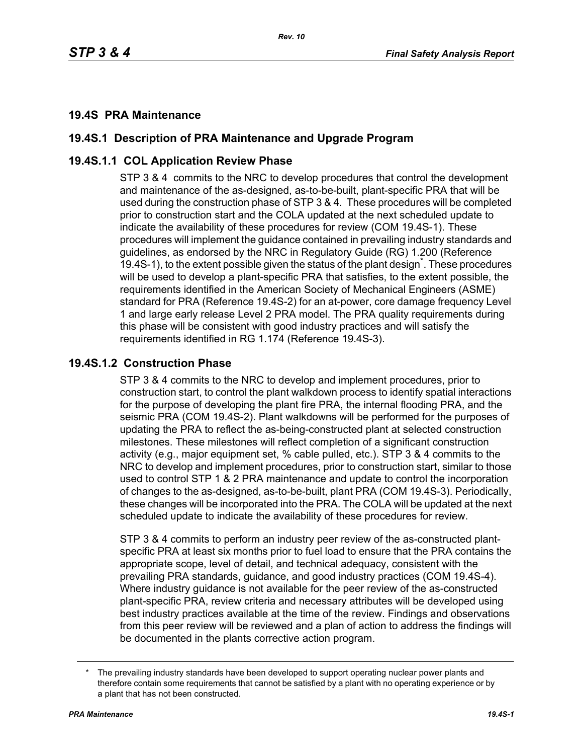## 19.4S PRA Maintenance

## 19.4S.1 Description of PRA Maintenance and Upgrade Program

### 19.4S.1.1 COL Application Review Phase

STP 3 & 4 commits to the NRC to develop procedures that control the development and maintenance of the as-designed, as-to-be-built, plant-specific PRA that will be used during the construction phase of STP 3 & 4. These procedures will be completed prior to construction start and the COLA updated at the next scheduled update to indicate the availability of these procedures for review (COM 19.4S-1). These procedures will implement the guidance contained in prevailing industry standards and guidelines, as endorsed by the NRC in Regulatory Guide (RG) 1.200 (Reference 19.4S-1), to the extent possible given the status of the plant design*. These procedures will be used to develop a plant-specific PRA that satisfies, to the extent possible, the requirements identified in the American Society of Mechanical Engineers (ASME) standard for PRA (Reference 19.4S-2) for an at-power, core damage frequency Level 1 and large early release Level 2 PRA model. The PRA quality requirements during this phase will be consistent with good industry practices and will satisfy the requirements identified in RG 1.174 (Reference 19.4S-3).

### 19.4S.1.2 Construction Phase

STP 3 & 4 commits to the NRC to develop and implement procedures, prior to construction start, to control the plant walkdown process to identify spatial interactions for the purpose of developing the plant fire PRA, the internal flooding PRA, and the seismic PRA (COM 19.4S-2). Plant walkdowns will be performed for the purposes of updating the PRA to reflect the as-being-constructed plant at selected construction milestones. These milestones will reflect completion of a significant construction activity (e.g., major equipment set, % cable pulled, etc.). STP 3 & 4 commits to the NRC to develop and implement procedures, prior to construction start, similar to those used to control STP 1 & 2 PRA maintenance and update to control the incorporation of changes to the as-designed, as-to-be-built, plant PRA (COM 19.4S-3). Periodically, these changes will be incorporated into the PRA. The COLA will be updated at the next scheduled update to indicate the availability of these procedures for review.

STP 3 & 4 commits to perform an industry peer review of the as-constructed plant-specific PRA at least six months prior to fuel load to ensure that the PRA contains the appropriate scope, level of detail, and technical adequacy, consistent with the prevailing PRA standards, guidance, and good industry practices (COM 19.4S-4). Where industry guidance is not available for the peer review of the as-constructed plant-specific PRA, review criteria and necessary attributes will be developed using best industry practices available at the time of the review. Findings and observations from this peer review will be reviewed and a plan of action to address the findings will be documented in the plants corrective action program.

---

\* The prevailing industry standards have been developed to support operating nuclear power plants and therefore contain some requirements that cannot be satisfied by a plant with no operating experience or by a plant that has not been constructed.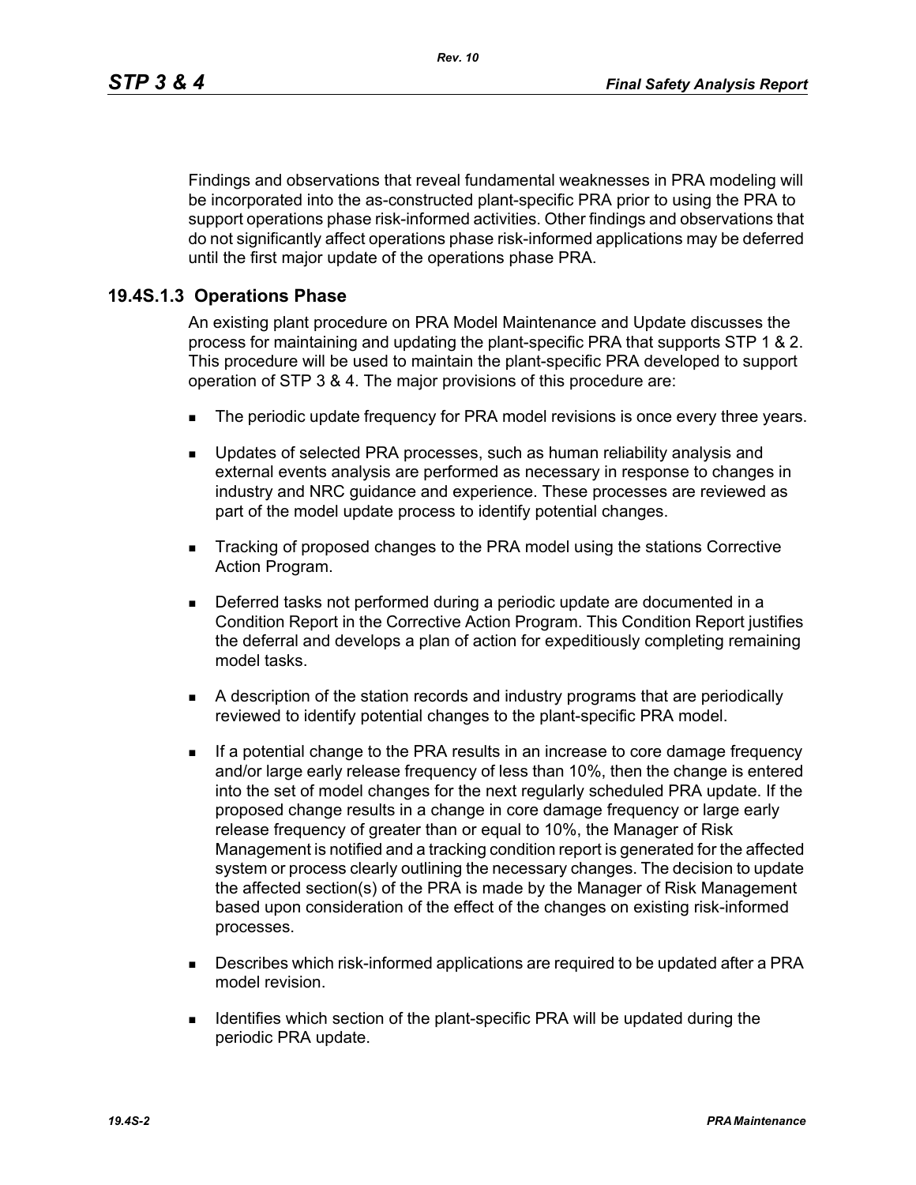Findings and observations that reveal fundamental weaknesses in PRA modeling will be incorporated into the as-constructed plant-specific PRA prior to using the PRA to support operations phase risk-informed activities. Other findings and observations that do not significantly affect operations phase risk-informed applications may be deferred until the first major update of the operations phase PRA.

## 19.4S.1.3 Operations Phase

An existing plant procedure on PRA Model Maintenance and Update discusses the process for maintaining and updating the plant-specific PRA that supports STP 1 & 2. This procedure will be used to maintain the plant-specific PRA developed to support operation of STP 3 & 4. The major provisions of this procedure are:

- The periodic update frequency for PRA model revisions is once every three years.
- Updates of selected PRA processes, such as human reliability analysis and external events analysis are performed as necessary in response to changes in industry and NRC guidance and experience. These processes are reviewed as part of the model update process to identify potential changes.
- Tracking of proposed changes to the PRA model using the stations Corrective Action Program.
- Deferred tasks not performed during a periodic update are documented in a Condition Report in the Corrective Action Program. This Condition Report justifies the deferral and develops a plan of action for expeditiously completing remaining model tasks.
- A description of the station records and industry programs that are periodically reviewed to identify potential changes to the plant-specific PRA model.
- If a potential change to the PRA results in an increase to core damage frequency and/or large early release frequency of less than 10%, then the change is entered into the set of model changes for the next regularly scheduled PRA update. If the proposed change results in a change in core damage frequency or large early release frequency of greater than or equal to 10%, the Manager of Risk Management is notified and a tracking condition report is generated for the affected system or process clearly outlining the necessary changes. The decision to update the affected section(s) of the PRA is made by the Manager of Risk Management based upon consideration of the effect of the changes on existing risk-informed processes.
- Describes which risk-informed applications are required to be updated after a PRA model revision.
- Identifies which section of the plant-specific PRA will be updated during the periodic PRA update.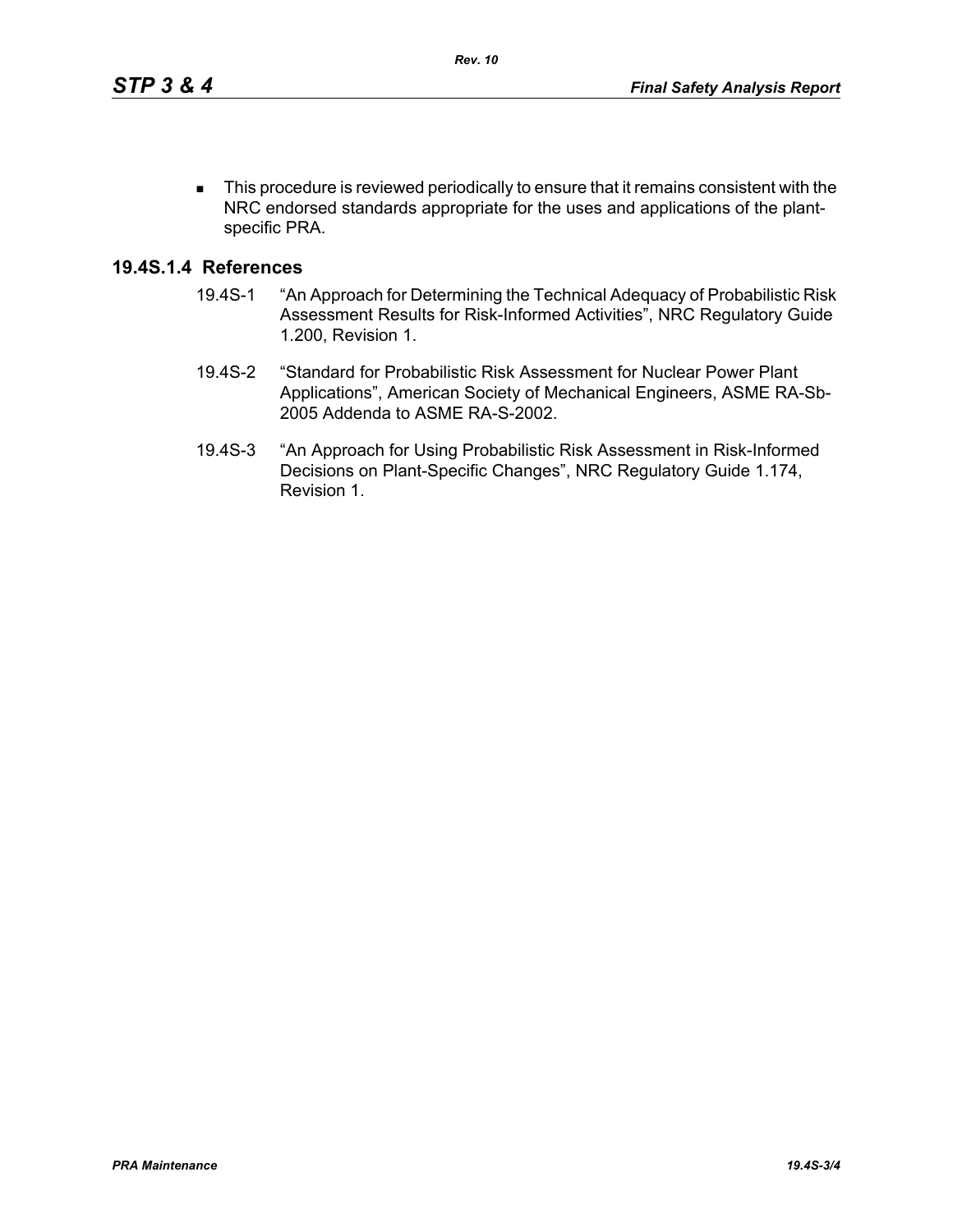- This procedure is reviewed periodically to ensure that it remains consistent with the NRC endorsed standards appropriate for the uses and applications of the plant-specific PRA.

### 19.4S.1.4 References

19.4S-1 "An Approach for Determining the Technical Adequacy of Probabilistic Risk Assessment Results for Risk-Informed Activities", NRC Regulatory Guide 1.200, Revision 1.

19.4S-2 "Standard for Probabilistic Risk Assessment for Nuclear Power Plant Applications", American Society of Mechanical Engineers, ASME RA-Sb-2005 Addenda to ASME RA-S-2002.

19.4S-3 "An Approach for Using Probabilistic Risk Assessment in Risk-Informed Decisions on Plant-Specific Changes", NRC Regulatory Guide 1.174, Revision 1.